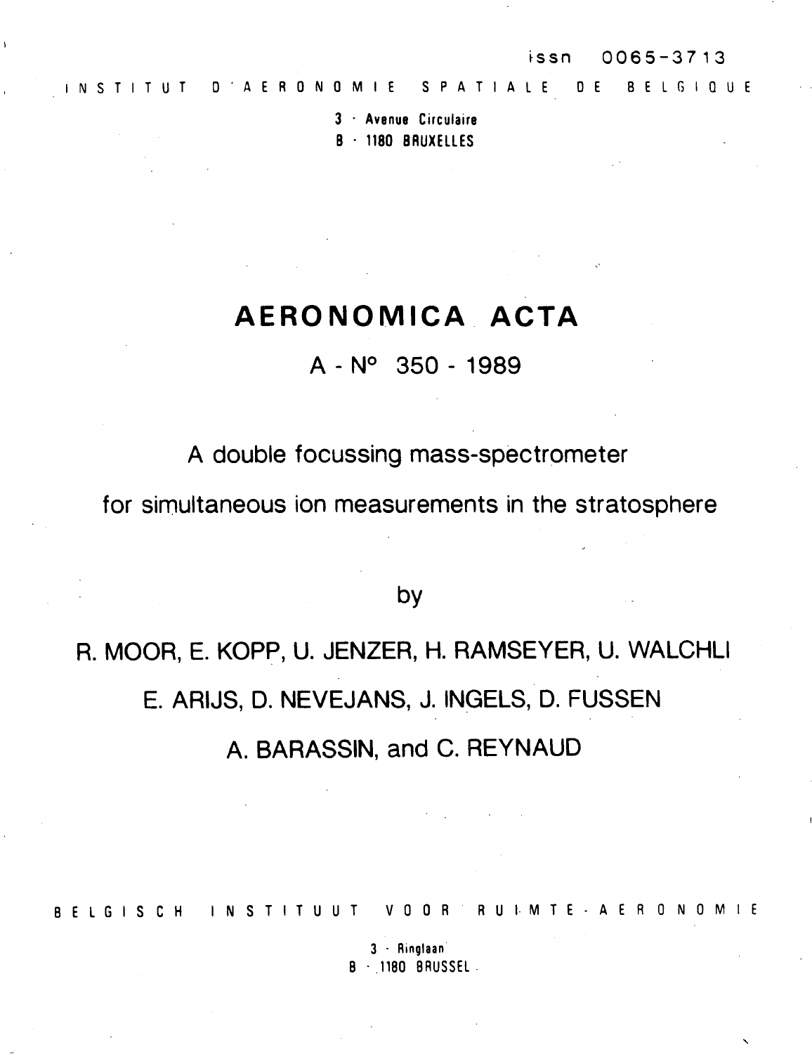issn 0065-3713

INSTITUT D'AERONOMIE SPATIALE DE BELGIQUE

3 - Avenue Circulaire
B - 1180 BRUXELLES

# AERONOMICA ACTA

## A - N° 350 - 1989

A double focussing mass-spectrometer

for simultaneous ion measurements in the stratosphere

by

R. MOOR, E. KOPP, U. JENZER, H. RAMSEYER, U. WALCHLI

E. ARIJS, D. NEVEJANS, J. INGELS, D. FUSSEN

A. BARASSIN, and C. REYNAUD

BELGISCH INSTITUUT VOOR RUIMTE-AERONOMIE

3 - Ringlaan
B - 1180 BRUSSEL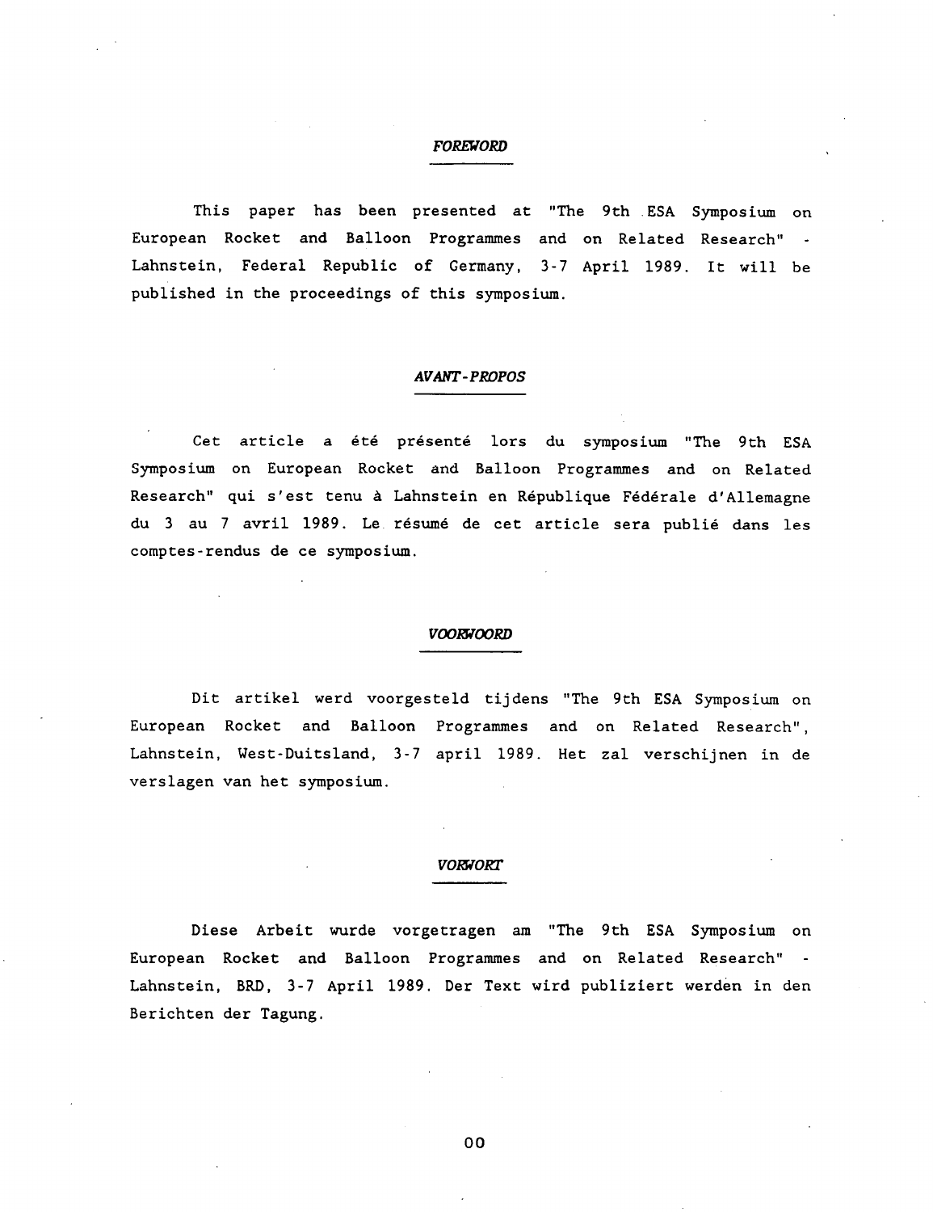## *FOREWORD*

This paper has been presented at "The 9th ESA Symposium on European Rocket and Balloon Programmes and on Related Research" - Lahnstein, Federal Republic of Germany, 3-7 April 1989. It will be published in the proceedings of this symposium.

## *AVANT-PROPOS*

Cet article a été présenté lors du symposium "The 9th ESA Symposium on European Rocket and Balloon Programmes and on Related Research" qui s'est tenu à Lahnstein en République Fédérale d'Allemagne du 3 au 7 avril 1989. Le résumé de cet article sera publié dans les comptes-rendus de ce symposium.

## *VOORWOORD*

Dit artikel werd voorgesteld tijdens "The 9th ESA Symposium on European Rocket and Balloon Programmes and on Related Research", Lahnstein, West-Duitsland, 3-7 april 1989. Het zal verschijnen in de verslagen van het symposium.

## *VORWORT*

Diese Arbeit wurde vorgetragen am "The 9th ESA Symposium on European Rocket and Balloon Programmes and on Related Research" - Lahnstein, BRD, 3-7 April 1989. Der Text wird publiziert werden in den Berichten der Tagung.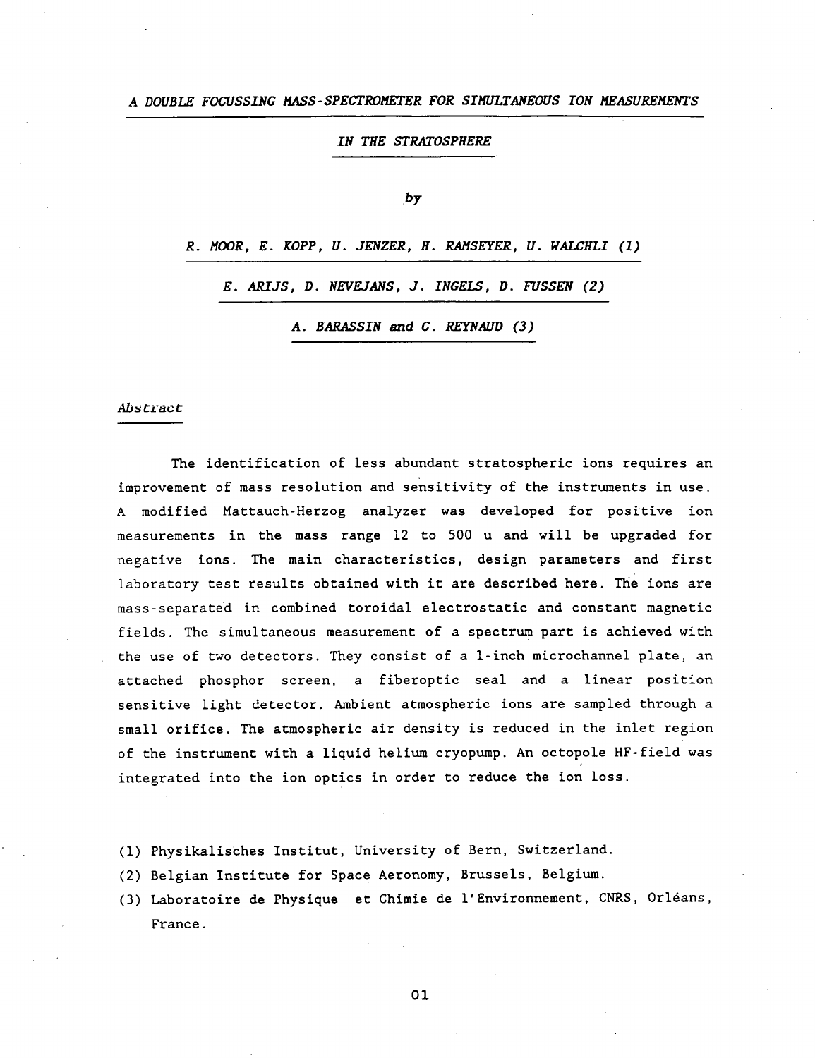# *A DOUBLE FOCUSSING MASS-SPECTROMETER FOR SIMULTANEOUS ION MEASUREMENTS IN THE STRATOSPHERE*

*by*

*R. MOOR, E. KOPP, U. JENZER, H. RAMSEYER, U. WALCHLI (1)*

*E. ARIJS, D. NEVEJANS, J. INGELS, D. FUSSEN (2)*

*A. BARASSIN and C. REYNAUD (3)*

## *Abstract*

The identification of less abundant stratospheric ions requires an improvement of mass resolution and sensitivity of the instruments in use. A modified Mattauch-Herzog analyzer was developed for positive ion measurements in the mass range 12 to 500 u and will be upgraded for negative ions. The main characteristics, design parameters and first laboratory test results obtained with it are described here. The ions are mass-separated in combined toroidal electrostatic and constant magnetic fields. The simultaneous measurement of a spectrum part is achieved with the use of two detectors. They consist of a 1-inch microchannel plate, an attached phosphor screen, a fiberoptic seal and a linear position sensitive light detector. Ambient atmospheric ions are sampled through a small orifice. The atmospheric air density is reduced in the inlet region of the instrument with a liquid helium cryopump. An octopole HF-field was integrated into the ion optics in order to reduce the ion loss.

(1) Physikalisches Institut, University of Bern, Switzerland.

(2) Belgian Institute for Space Aeronomy, Brussels, Belgium.

(3) Laboratoire de Physique et Chimie de l'Environnement, CNRS, Orléans, France.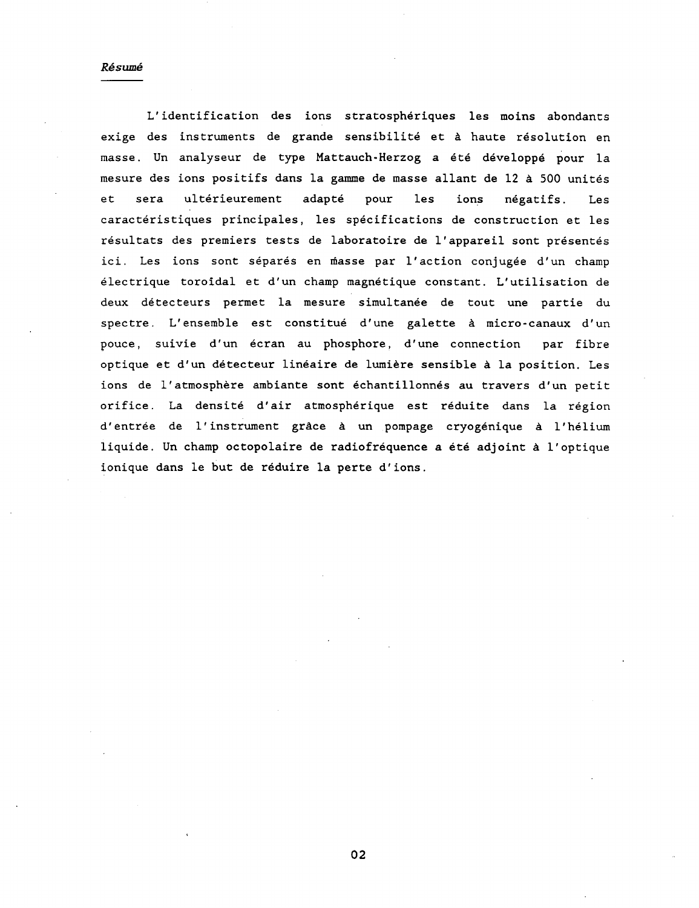*Résumé*

L'identification des ions stratosphériques les moins abondants exige des instruments de grande sensibilité et à haute résolution en masse. Un analyseur de type Mattauch-Herzog a été développé pour la mesure des ions positifs dans la gamme de masse allant de 12 à 500 unités et sera ultérieurement adapté pour les ions négatifs. Les caractéristiques principales, les spécifications de construction et les résultats des premiers tests de laboratoire de l'appareil sont présentés ici. Les ions sont séparés en masse par l'action conjugée d'un champ électrique toroidal et d'un champ magnétique constant. L'utilisation de deux détecteurs permet la mesure simultanée de tout une partie du spectre. L'ensemble est constitué d'une galette à micro-canaux d'un pouce, suivie d'un écran au phosphore, d'une connection par fibre optique et d'un détecteur linéaire de lumière sensible à la position. Les ions de l'atmosphère ambiante sont échantillonnés au travers d'un petit orifice. La densité d'air atmosphérique est réduite dans la région d'entrée de l'instrument grâce à un pompage cryogénique à l'hélium liquide. Un champ octopolaire de radiofréquence a été adjoint à l'optique ionique dans le but de réduire la perte d'ions.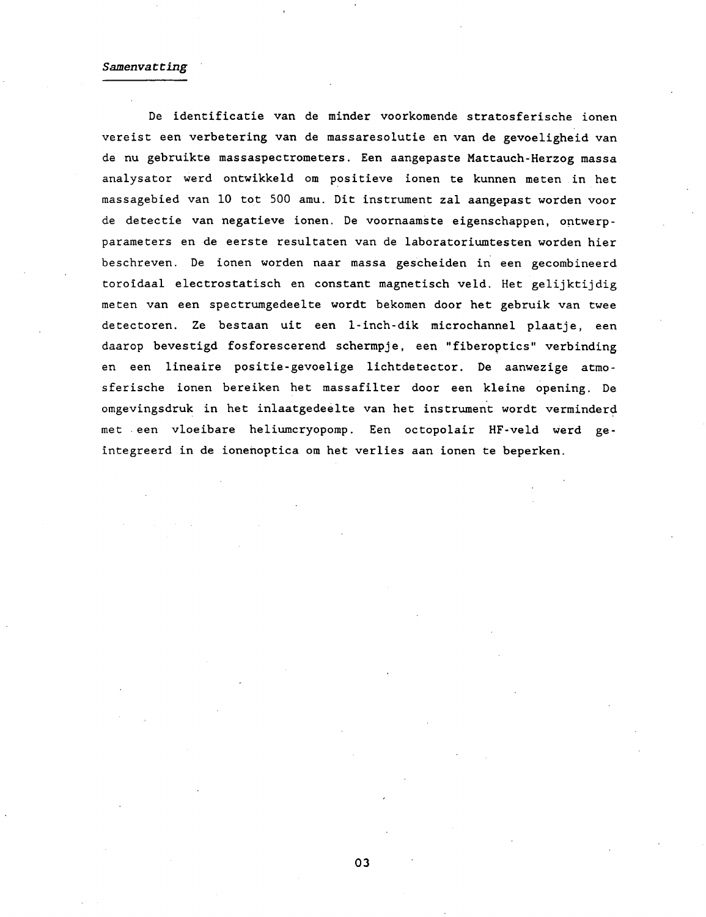*Samenvatting*

De identificatie van de minder voorkomende stratosferische ionen vereist een verbetering van de massaresolutie en van de gevoeligheid van de nu gebruikte massaspectrometers. Een aangepaste Mattauch-Herzog massa analysator werd ontwikkeld om positieve ionen te kunnen meten in het massagebied van 10 tot 500 amu. Dit instrument zal aangepast worden voor de detectie van negatieve ionen. De voornaamste eigenschappen, ontwerp-parameters en de eerste resultaten van de laboratoriumtesten worden hier beschreven. De ionen worden naar massa gescheiden in een gecombineerd toroïdaal electrostatisch en constant magnetisch veld. Het gelijktijdig meten van een spectrumgedeelte wordt bekomen door het gebruik van twee detectoren. Ze bestaan uit een 1-inch-dik microchannel plaatje, een daarop bevestigd fosforescerend schermpje, een "fiberoptics" verbinding en een lineaire positie-gevoelige lichtdetector. De aanwezige atmosferische ionen bereiken het massafilter door een kleine opening. De omgevingsdruk in het inlaatgedeelte van het instrument wordt verminderd met een vloeibare heliumcryopomp. Een octopolair HF-veld werd geïntegreerd in de ionenoptica om het verlies aan ionen te beperken.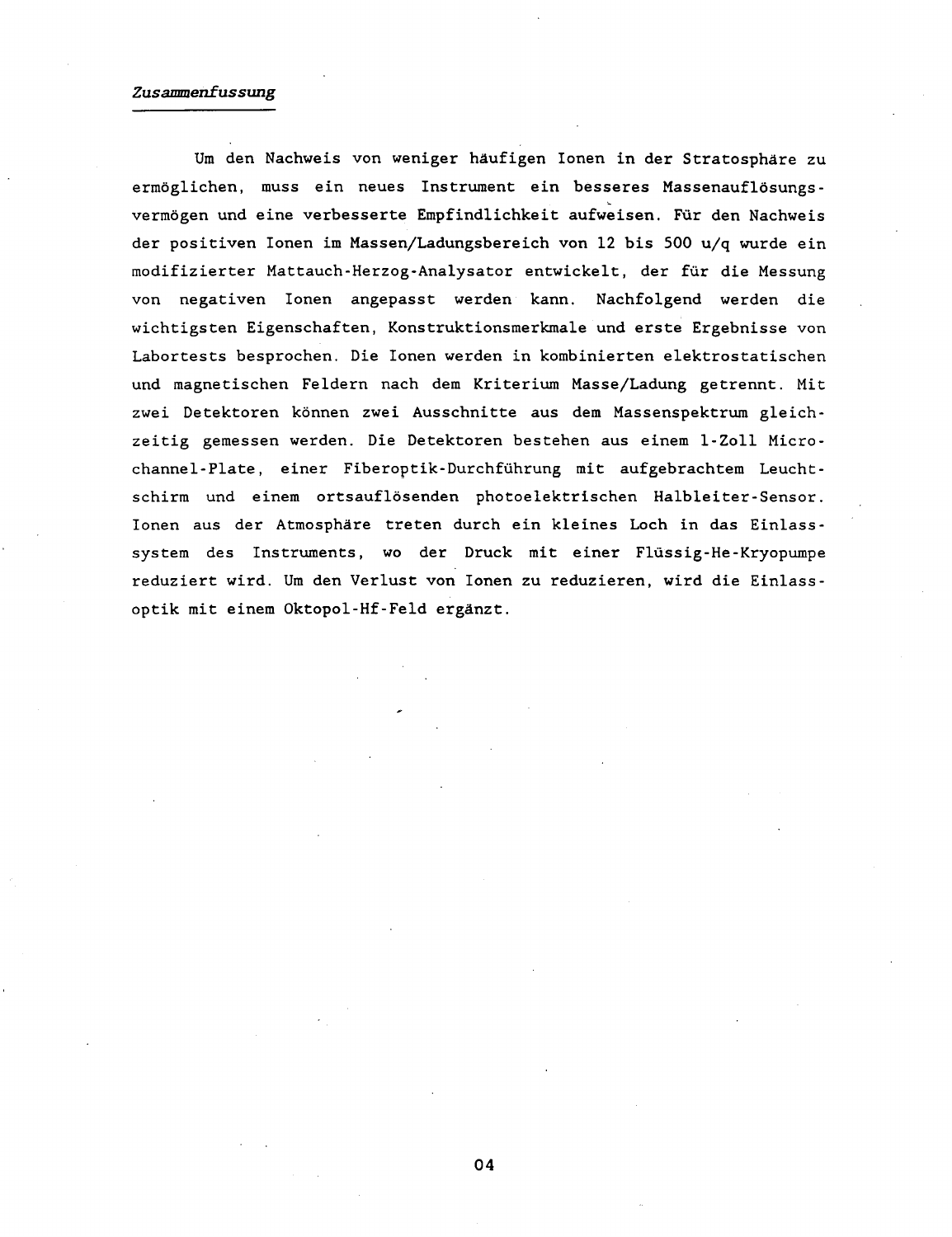*Zusammenfussung*

Um den Nachweis von weniger häufigen Ionen in der Stratosphäre zu ermöglichen, muss ein neues Instrument ein besseres Massenauflösungsvermögen und eine verbesserte Empfindlichkeit aufweisen. Für den Nachweis der positiven Ionen im Massen/Ladungsbereich von 12 bis 500 u/q wurde ein modifizierter Mattauch-Herzog-Analysator entwickelt, der für die Messung von negativen Ionen angepasst werden kann. Nachfolgend werden die wichtigsten Eigenschaften, Konstruktionsmerkmale und erste Ergebnisse von Labortests besprochen. Die Ionen werden in kombinierten elektrostatischen und magnetischen Feldern nach dem Kriterium Masse/Ladung getrennt. Mit zwei Detektoren können zwei Ausschnitte aus dem Massenspektrum gleichzeitig gemessen werden. Die Detektoren bestehen aus einem 1-Zoll Microchannel-Plate, einer Fiberoptik-Durchführung mit aufgebrachtem Leuchtschirm und einem ortsauflösenden photoelektrischen Halbleiter-Sensor. Ionen aus der Atmosphäre treten durch ein kleines Loch in das Einlasssystem des Instruments, wo der Druck mit einer Flüssig-He-Kryopumpe reduziert wird. Um den Verlust von Ionen zu reduzieren, wird die Einlassoptik mit einem Oktopol-Hf-Feld ergänzt.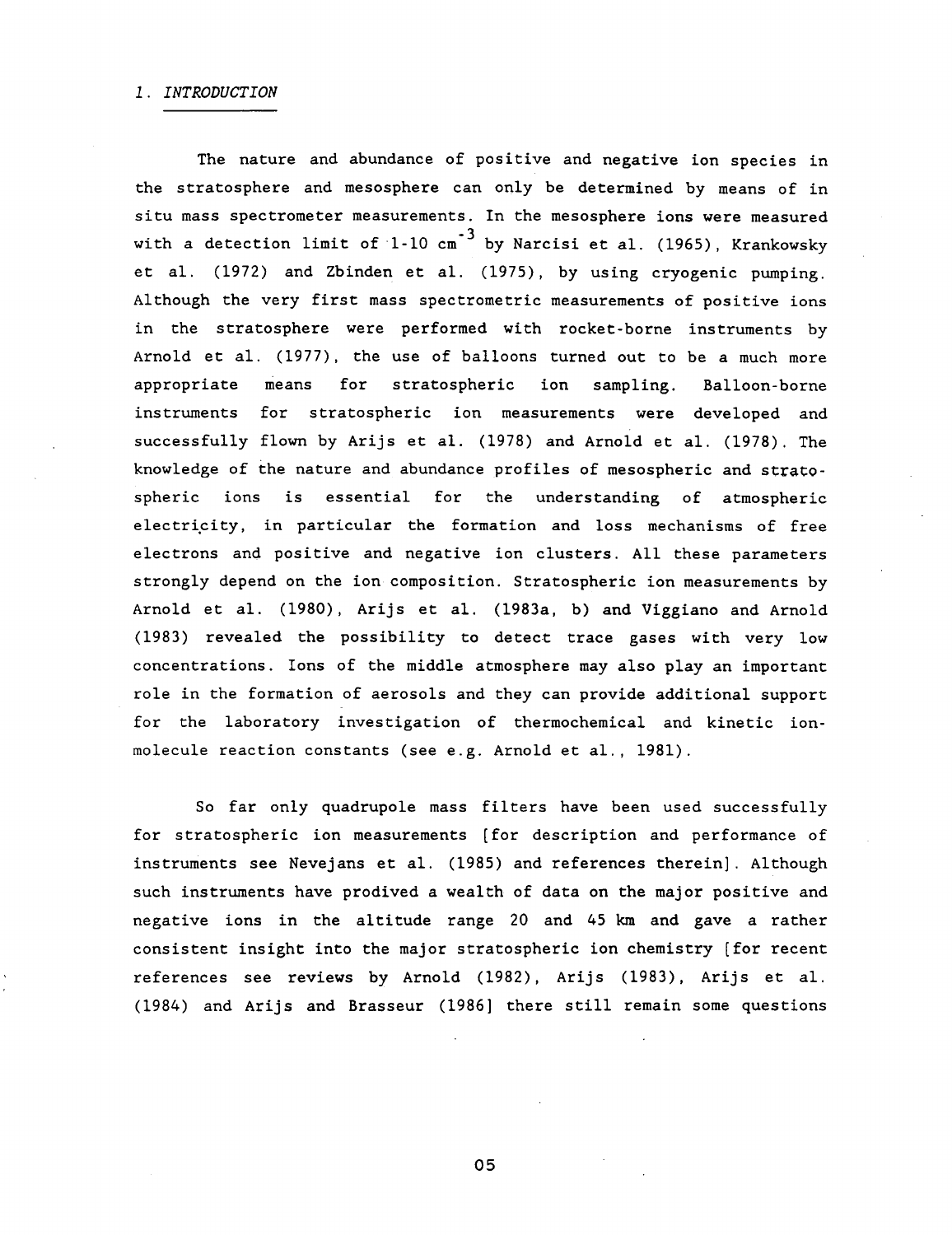## *1. INTRODUCTION*

The nature and abundance of positive and negative ion species in the stratosphere and mesosphere can only be determined by means of in situ mass spectrometer measurements. In the mesosphere ions were measured with a detection limit of 1-10 $cm^{-3}$ by Narcisi et al. (1965), Krankowsky et al. (1972) and Zbinden et al. (1975), by using cryogenic pumping. Although the very first mass spectrometric measurements of positive ions in the stratosphere were performed with rocket-borne instruments by Arnold et al. (1977), the use of balloons turned out to be a much more appropriate means for stratospheric ion sampling. Balloon-borne instruments for stratospheric ion measurements were developed and successfully flown by Arijs et al. (1978) and Arnold et al. (1978). The knowledge of the nature and abundance profiles of mesospheric and stratospheric ions is essential for the understanding of atmospheric electricity, in particular the formation and loss mechanisms of free electrons and positive and negative ion clusters. All these parameters strongly depend on the ion composition. Stratospheric ion measurements by Arnold et al. (1980), Arijs et al. (1983a, b) and Viggiano and Arnold (1983) revealed the possibility to detect trace gases with very low concentrations. Ions of the middle atmosphere may also play an important role in the formation of aerosols and they can provide additional support for the laboratory investigation of thermochemical and kinetic ion-molecule reaction constants (see e.g. Arnold et al., 1981).

So far only quadrupole mass filters have been used successfully for stratospheric ion measurements [for description and performance of instruments see Nevejans et al. (1985) and references therein]. Although such instruments have prodived a wealth of data on the major positive and negative ions in the altitude range 20 and 45 km and gave a rather consistent insight into the major stratospheric ion chemistry [for recent references see reviews by Arnold (1982), Arijs (1983), Arijs et al. (1984) and Arijs and Brasseur (1986] there still remain some questions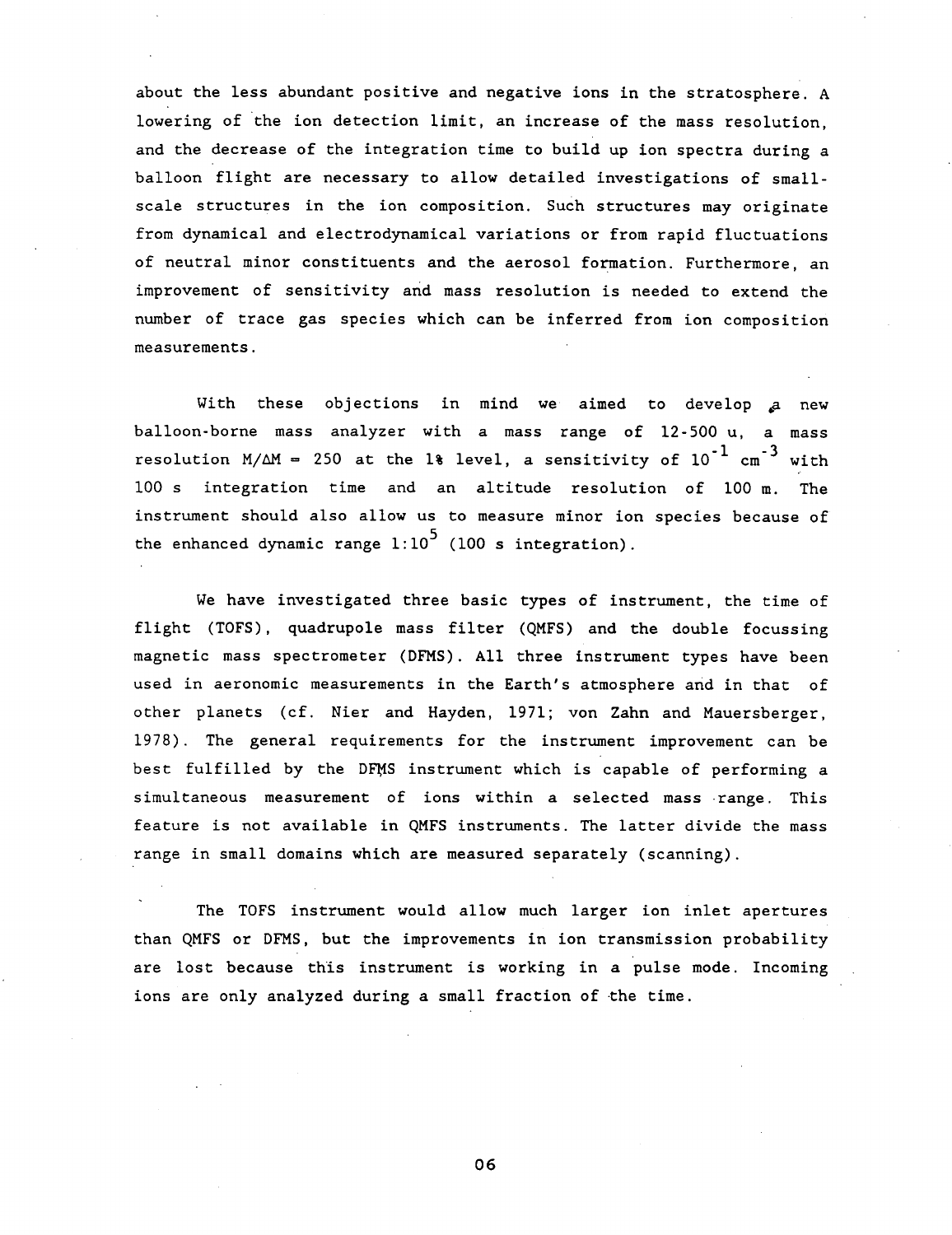about the less abundant positive and negative ions in the stratosphere. A lowering of the ion detection limit, an increase of the mass resolution, and the decrease of the integration time to build up ion spectra during a balloon flight are necessary to allow detailed investigations of small-scale structures in the ion composition. Such structures may originate from dynamical and electrodynamical variations or from rapid fluctuations of neutral minor constituents and the aerosol formation. Furthermore, an improvement of sensitivity and mass resolution is needed to extend the number of trace gas species which can be inferred from ion composition measurements.

With these objections in mind we aimed to develop a new balloon-borne mass analyzer with a mass range of 12-500 u, a mass resolution $M/\Delta M = 250$ at the 1% level, a sensitivity of $10^{-1}$ $cm^{-3}$ with 100 s integration time and an altitude resolution of 100 m. The instrument should also allow us to measure minor ion species because of the enhanced dynamic range $1:10^5$ (100 s integration).

We have investigated three basic types of instrument, the time of flight (TOFS), quadrupole mass filter (QMFS) and the double focussing magnetic mass spectrometer (DFMS). All three instrument types have been used in aeronomic measurements in the Earth's atmosphere and in that of other planets (cf. Nier and Hayden, 1971; von Zahn and Mauersberger, 1978). The general requirements for the instrument improvement can be best fulfilled by the DFMS instrument which is capable of performing a simultaneous measurement of ions within a selected mass range. This feature is not available in QMFS instruments. The latter divide the mass range in small domains which are measured separately (scanning).

The TOFS instrument would allow much larger ion inlet apertures than QMFS or DFMS, but the improvements in ion transmission probability are lost because this instrument is working in a pulse mode. Incoming ions are only analyzed during a small fraction of the time.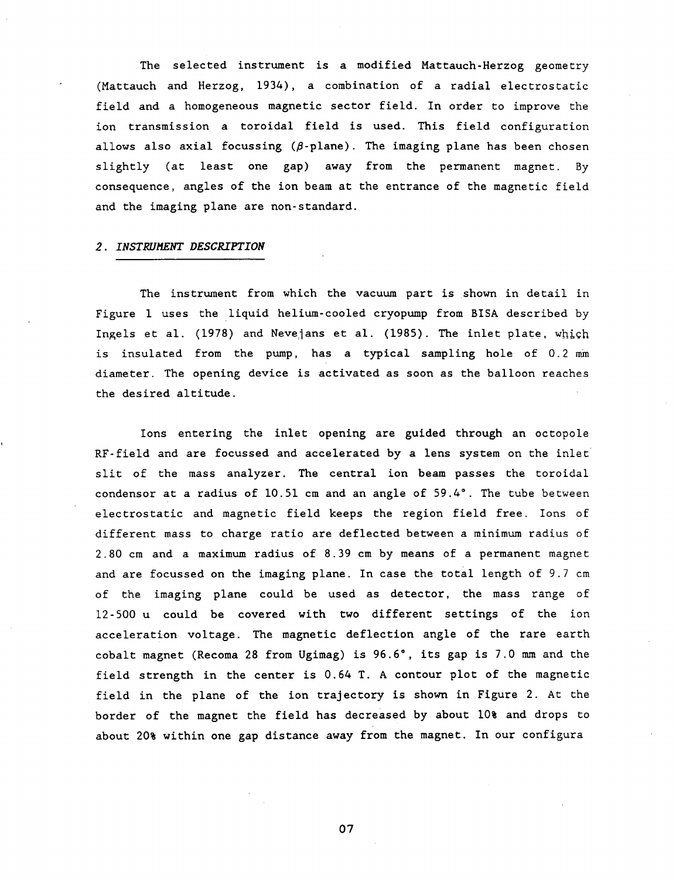The selected instrument is a modified Mattauch-Herzog geometry (Mattauch and Herzog, 1934), a combination of a radial electrostatic field and a homogeneous magnetic sector field. In order to improve the ion transmission a toroidal field is used. This field configuration allows also axial focussing ($\beta$-plane). The imaging plane has been chosen slightly (at least one gap) away from the permanent magnet. By consequence, angles of the ion beam at the entrance of the magnetic field and the imaging plane are non-standard.

## 2. *INSTRUMENT DESCRIPTION*

The instrument from which the vacuum part is shown in detail in Figure 1 uses the liquid helium-cooled cryopump from BISA described by Ingels et al. (1978) and Nevejans et al. (1985). The inlet plate, which is insulated from the pump, has a typical sampling hole of 0.2 mm diameter. The opening device is activated as soon as the balloon reaches the desired altitude.

Ions entering the inlet opening are guided through an octopole RF-field and are focussed and accelerated by a lens system on the inlet slit of the mass analyzer. The central ion beam passes the toroidal condensor at a radius of 10.51 cm and an angle of 59.4°. The tube between electrostatic and magnetic field keeps the region field free. Ions of different mass to charge ratio are deflected between a minimum radius of 2.80 cm and a maximum radius of 8.39 cm by means of a permanent magnet and are focussed on the imaging plane. In case the total length of 9.7 cm of the imaging plane could be used as detector, the mass range of 12-500 u could be covered with two different settings of the ion acceleration voltage. The magnetic deflection angle of the rare earth cobalt magnet (Recoma 28 from Ugimag) is 96.6°, its gap is 7.0 mm and the field strength in the center is 0.64 T. A contour plot of the magnetic field in the plane of the ion trajectory is shown in Figure 2. At the border of the magnet the field has decreased by about 10% and drops to about 20% within one gap distance away from the magnet. In our configura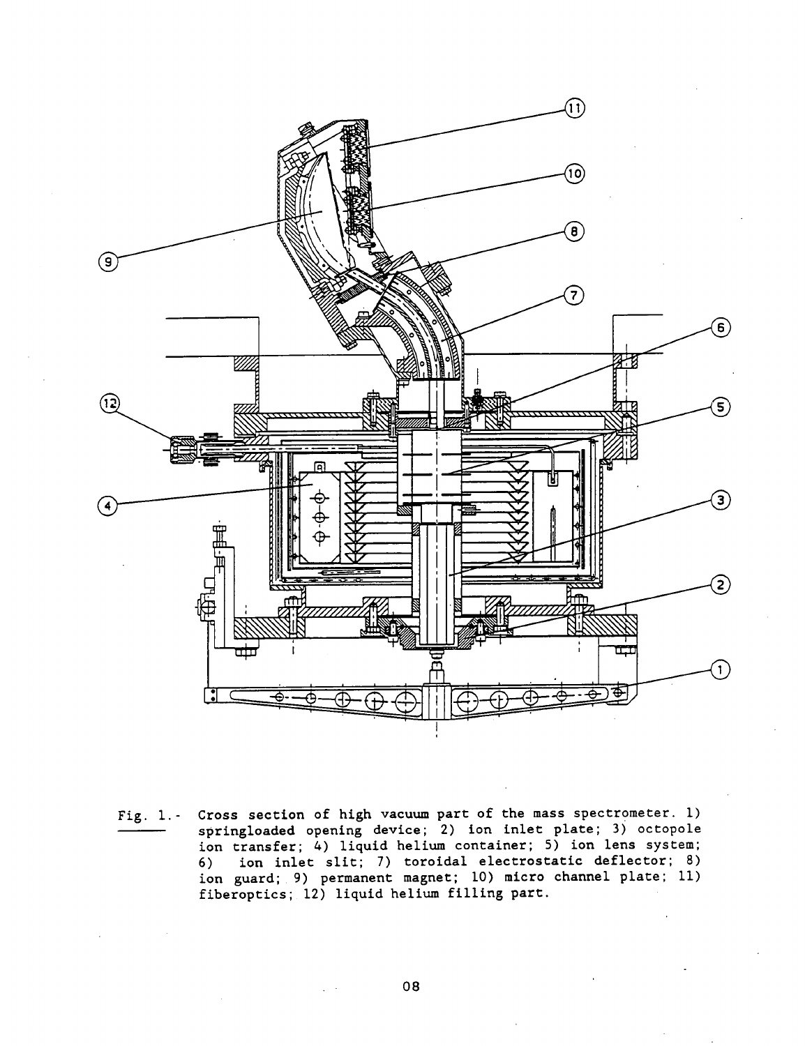Fig. 1.- Cross section of high vacuum part of the mass spectrometer. 1) springloaded opening device; 2) ion inlet plate; 3) octopole ion transfer; 4) liquid helium container; 5) ion lens system; 6) ion inlet slit; 7) toroidal electrostatic deflector; 8) ion guard; 9) permanent magnet; 10) micro channel plate; 11) fiberoptics; 12) liquid helium filling part.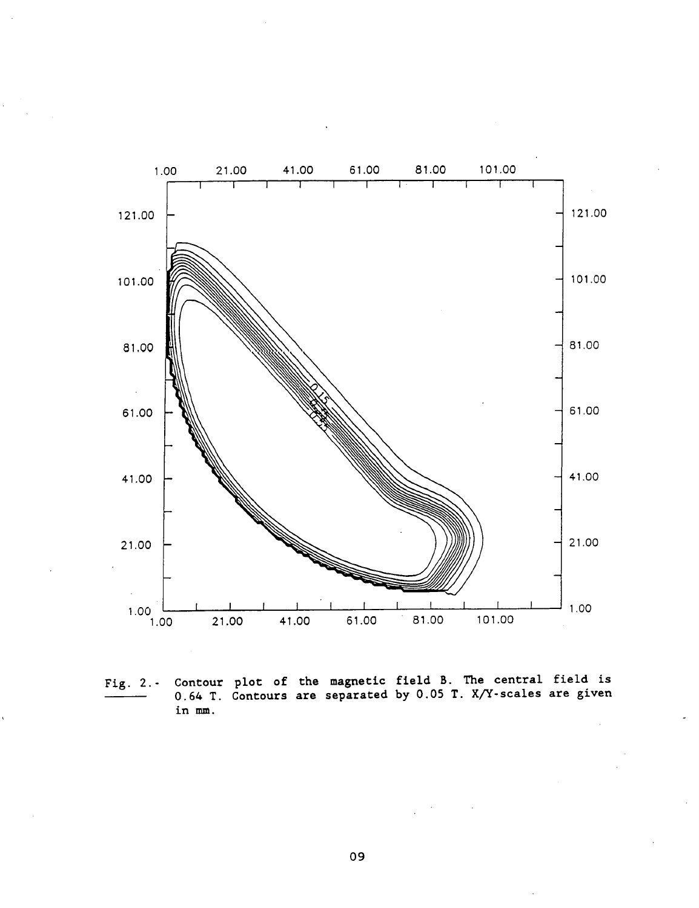Fig. 2.- Contour plot of the magnetic field B. The central field is 0.64 T. Contours are separated by 0.05 T. X/Y-scales are given in mm.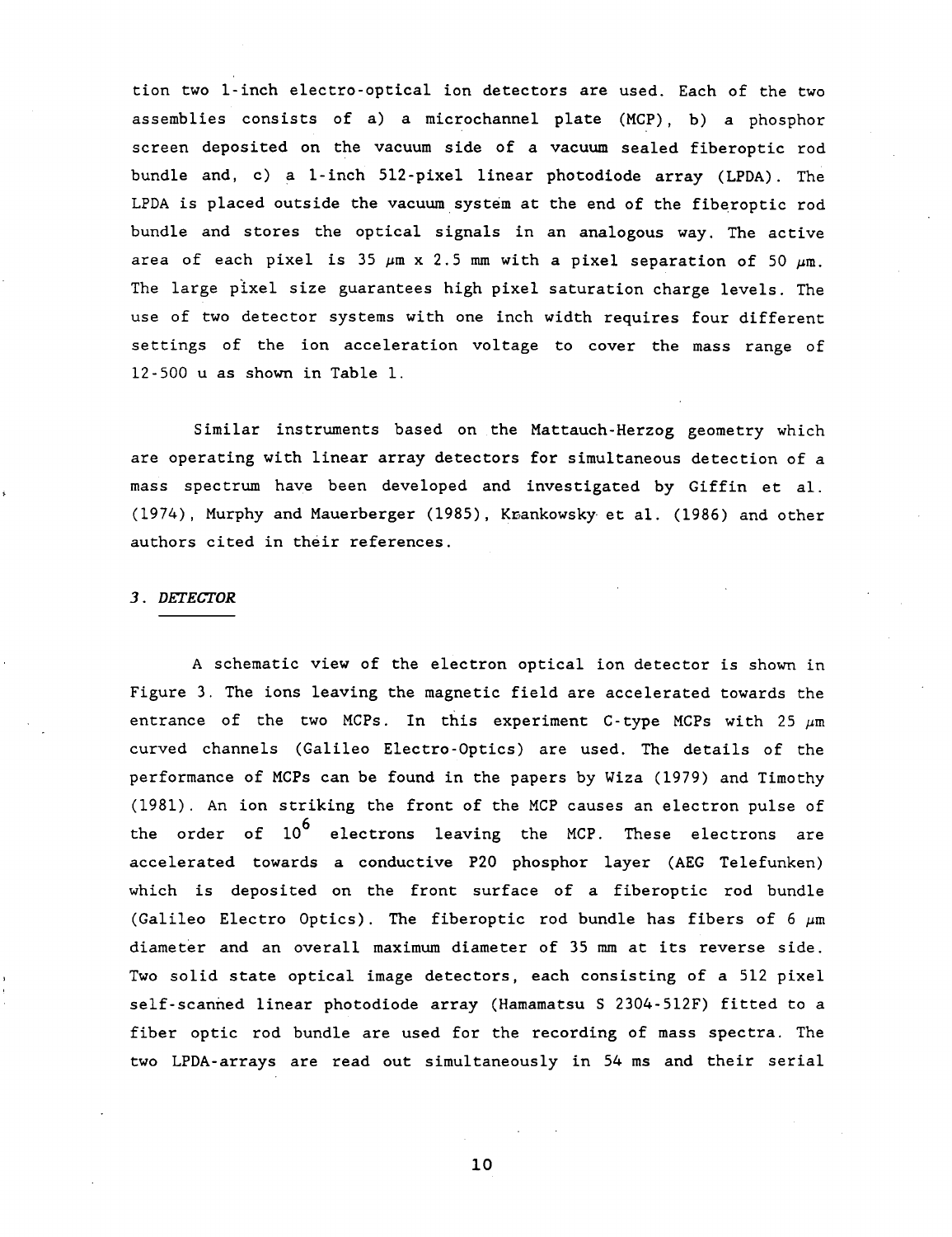tion two 1-inch electro-optical ion detectors are used. Each of the two assemblies consists of a) a microchannel plate (MCP), b) a phosphor screen deposited on the vacuum side of a vacuum sealed fiberoptic rod bundle and, c) a 1-inch 512-pixel linear photodiode array (LPDA). The LPDA is placed outside the vacuum system at the end of the fiberoptic rod bundle and stores the optical signals in an analogous way. The active area of each pixel is 35 $\mu$m x 2.5 mm with a pixel separation of 50 $\mu$m. The large pixel size guarantees high pixel saturation charge levels. The use of two detector systems with one inch width requires four different settings of the ion acceleration voltage to cover the mass range of 12-500 u as shown in Table 1.

Similar instruments based on the Mattauch-Herzog geometry which are operating with linear array detectors for simultaneous detection of a mass spectrum have been developed and investigated by Giffin et al. (1974), Murphy and Mauerberger (1985), Krankowsky et al. (1986) and other authors cited in their references.

### 3. *DETECTOR*

A schematic view of the electron optical ion detector is shown in Figure 3. The ions leaving the magnetic field are accelerated towards the entrance of the two MCPs. In this experiment C-type MCPs with 25 $\mu$m curved channels (Galileo Electro-Optics) are used. The details of the performance of MCPs can be found in the papers by Wiza (1979) and Timothy (1981). An ion striking the front of the MCP causes an electron pulse of the order of $10^6$ electrons leaving the MCP. These electrons are accelerated towards a conductive P20 phosphor layer (AEG Telefunken) which is deposited on the front surface of a fiberoptic rod bundle (Galileo Electro Optics). The fiberoptic rod bundle has fibers of 6 $\mu$m diameter and an overall maximum diameter of 35 mm at its reverse side. Two solid state optical image detectors, each consisting of a 512 pixel self-scanned linear photodiode array (Hamamatsu S 2304-512F) fitted to a fiber optic rod bundle are used for the recording of mass spectra. The two LPDA-arrays are read out simultaneously in 54 ms and their serial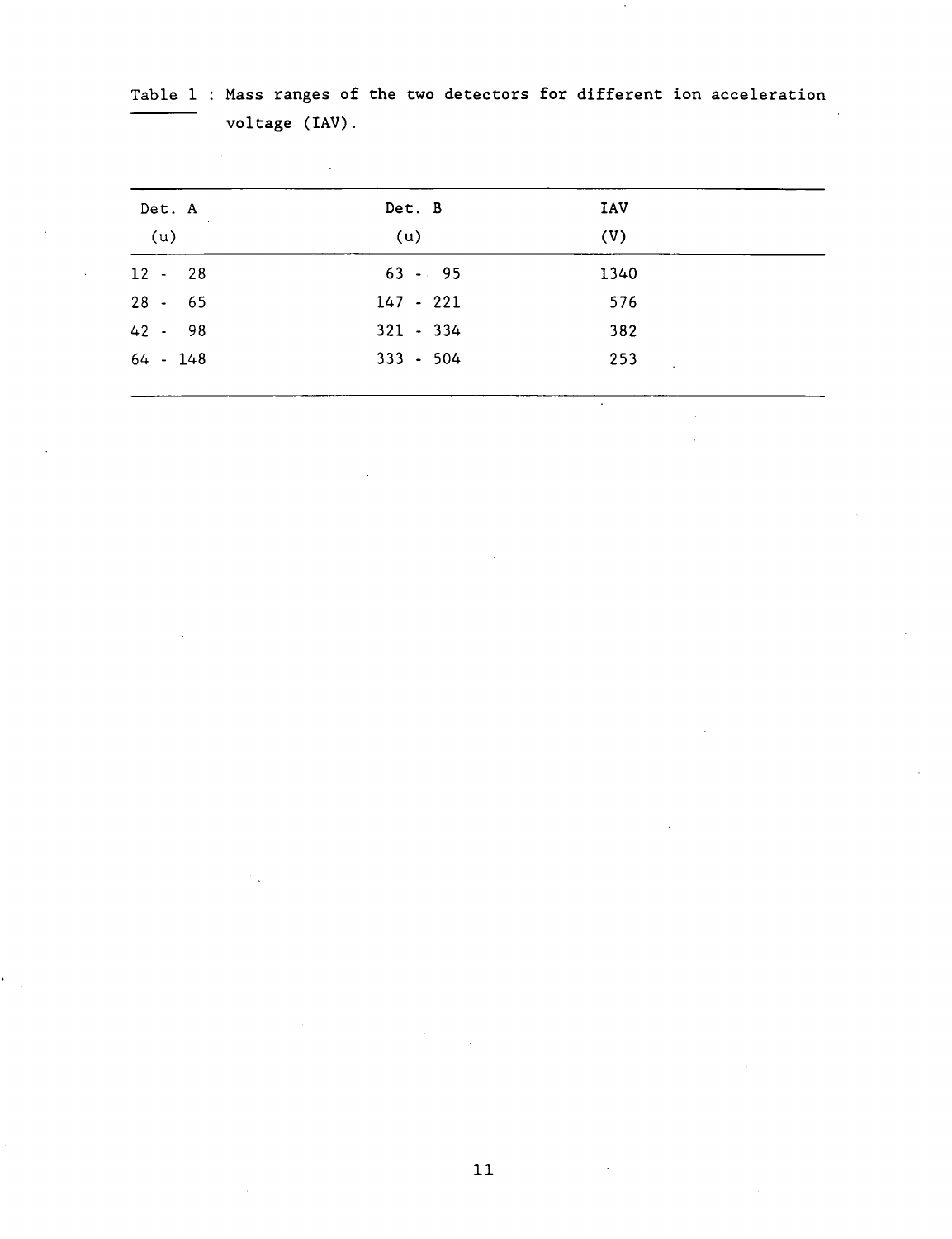Table 1 : Mass ranges of the two detectors for different ion acceleration voltage (IAV).

| Det. A (u) | Det. B (u) | IAV (V) |
|---|---|---|
| 12 - 28 | 63 - 95 | 1340 |
| 28 - 65 | 147 - 221 | 576 |
| 42 - 98 | 321 - 334 | 382 |
| 64 - 148 | 333 - 504 | 253 |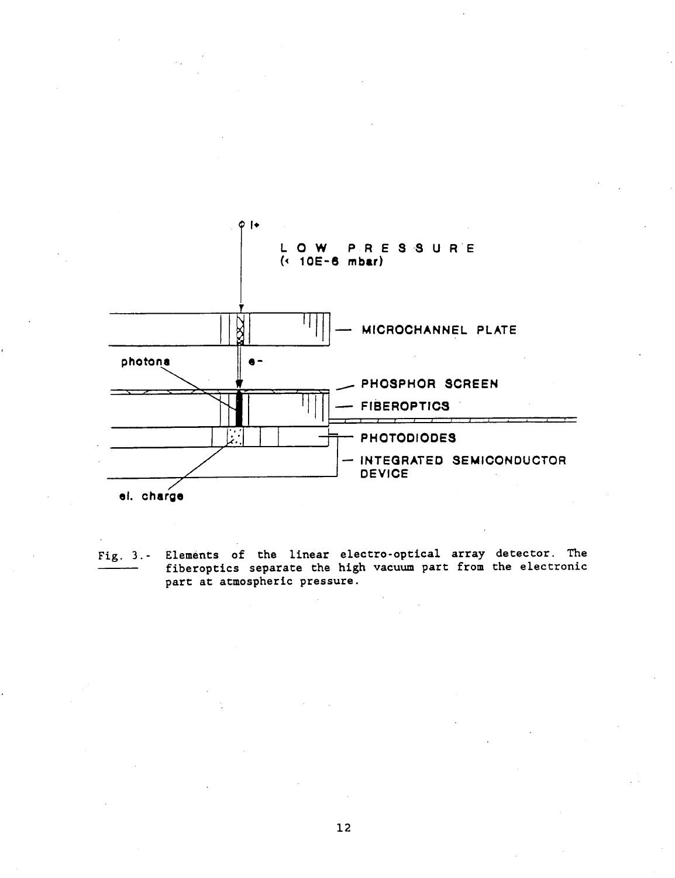L O W P R E S S U R E
(< 10E-6 mbar)

— MICROCHANNEL PLATE

photons

e-

— PHOSPHOR SCREEN

— FIBEROPTICS

— PHOTODIODES

— INTEGRATED SEMICONDUCTOR DEVICE

el. charge

Fig. 3.- Elements of the linear electro-optical array detector. The fiberoptics separate the high vacuum part from the electronic part at atmospheric pressure.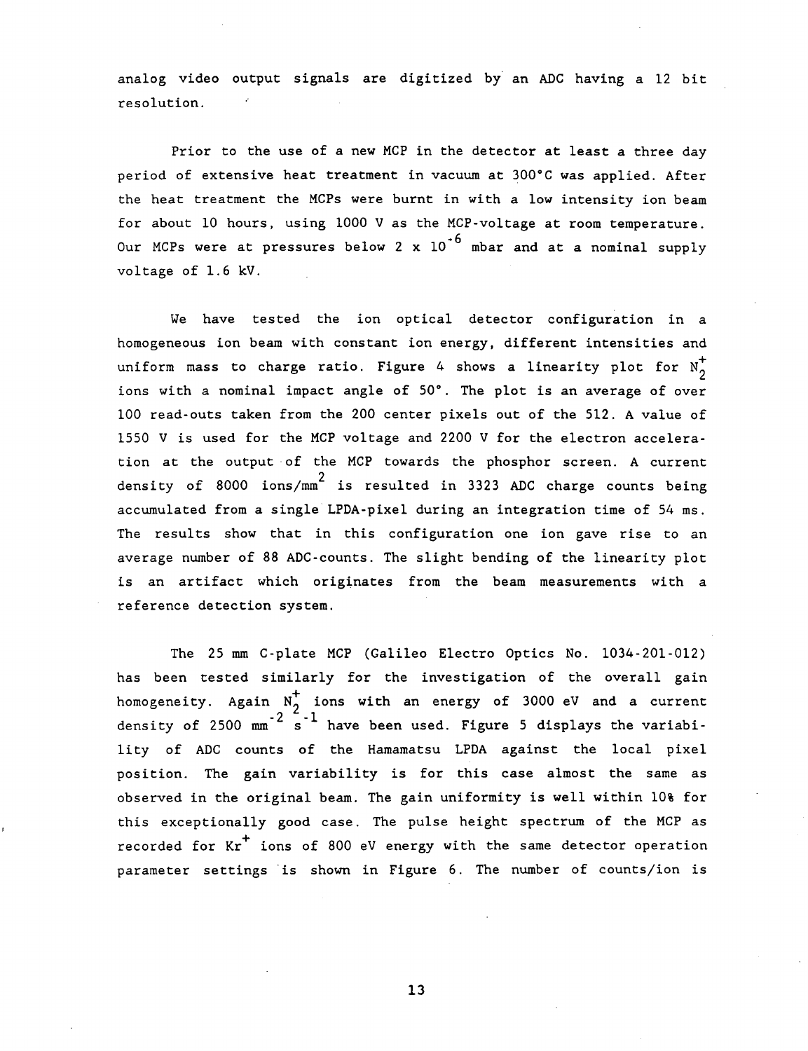analog video output signals are digitized by an ADC having a 12 bit resolution.

Prior to the use of a new MCP in the detector at least a three day period of extensive heat treatment in vacuum at 300°C was applied. After the heat treatment the MCPs were burnt in with a low intensity ion beam for about 10 hours, using 1000 V as the MCP-voltage at room temperature. Our MCPs were at pressures below 2 x $10^{-6}$ mbar and at a nominal supply voltage of 1.6 kV.

We have tested the ion optical detector configuration in a homogeneous ion beam with constant ion energy, different intensities and uniform mass to charge ratio. Figure 4 shows a linearity plot for $N_2^+$ ions with a nominal impact angle of 50°. The plot is an average of over 100 read-outs taken from the 200 center pixels out of the 512. A value of 1550 V is used for the MCP voltage and 2200 V for the electron acceleration at the output of the MCP towards the phosphor screen. A current density of 8000 ions/$mm^2$ is resulted in 3323 ADC charge counts being accumulated from a single LPDA-pixel during an integration time of 54 ms. The results show that in this configuration one ion gave rise to an average number of 88 ADC-counts. The slight bending of the linearity plot is an artifact which originates from the beam measurements with a reference detection system.

The 25 mm C-plate MCP (Galileo Electro Optics No. 1034-201-012) has been tested similarly for the investigation of the overall gain homogeneity. Again $N_2^+$ ions with an energy of 3000 eV and a current density of 2500 $mm^{-2}$ $s^{-1}$ have been used. Figure 5 displays the variability of ADC counts of the Hamamatsu LPDA against the local pixel position. The gain variability is for this case almost the same as observed in the original beam. The gain uniformity is well within 10% for this exceptionally good case. The pulse height spectrum of the MCP as recorded for $Kr^+$ ions of 800 eV energy with the same detector operation parameter settings is shown in Figure 6. The number of counts/ion is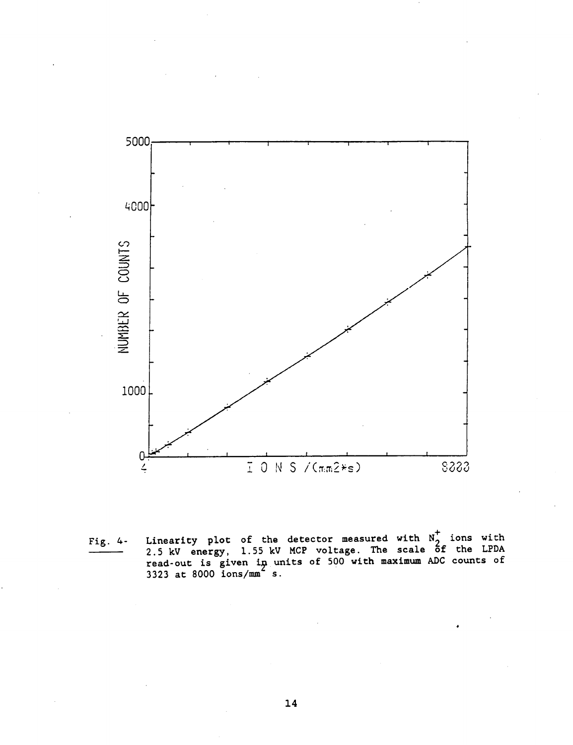Fig. 4- Linearity plot of the detector measured with $N_2^+$ ions with 2.5 kV energy, 1.55 kV MCP voltage. The scale of the LPDA read-out is given in units of 500 with maximum ADC counts of 3323 at 8000 ions/$mm^2$ s.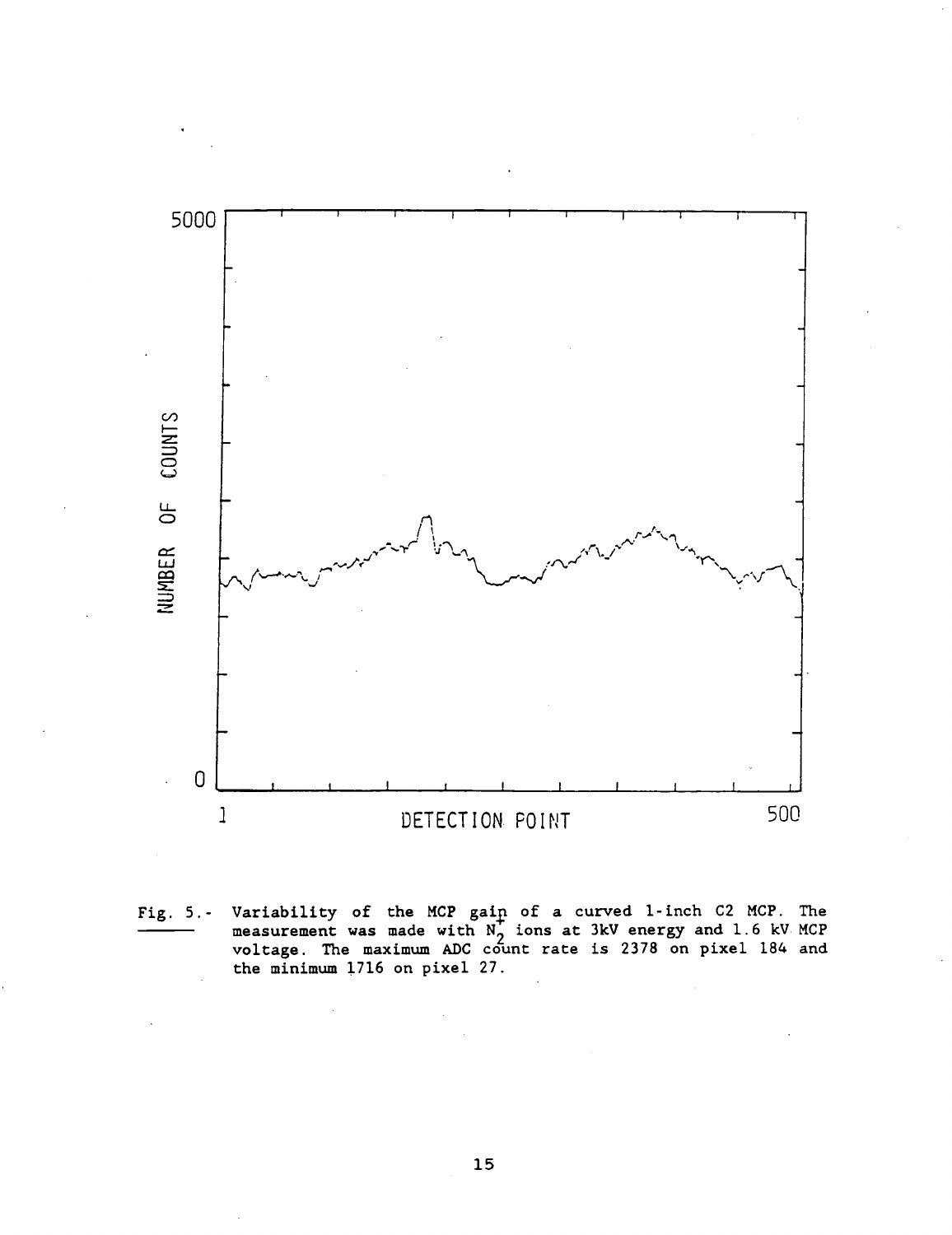Fig. 5.- Variability of the MCP gain of a curved 1-inch C2 MCP. The measurement was made with $N_2^+$ ions at 3kV energy and 1.6 kV MCP voltage. The maximum ADC count rate is 2378 on pixel 184 and the minimum 1716 on pixel 27.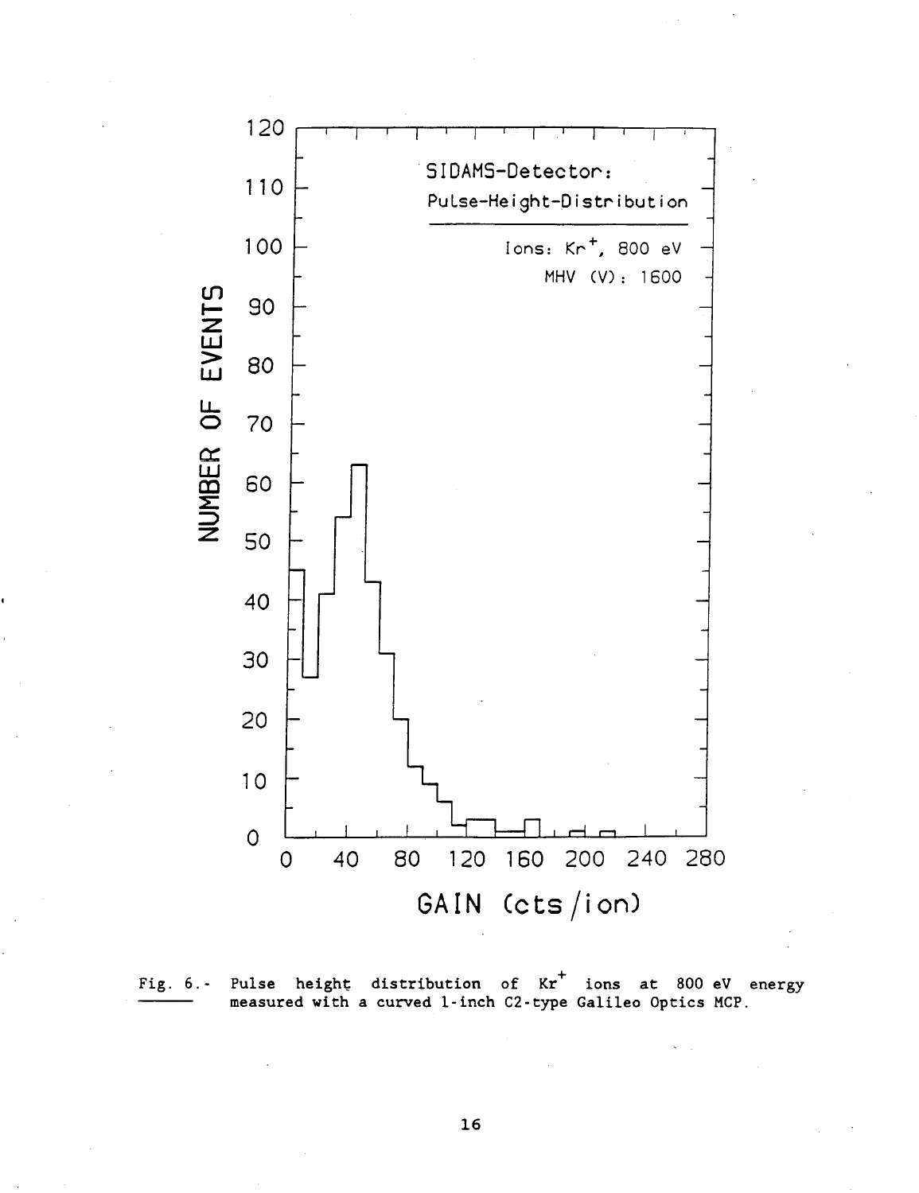Fig. 6.- Pulse height distribution of $Kr^+$ ions at 800 eV energy measured with a curved 1-inch C2-type Galileo Optics MCP.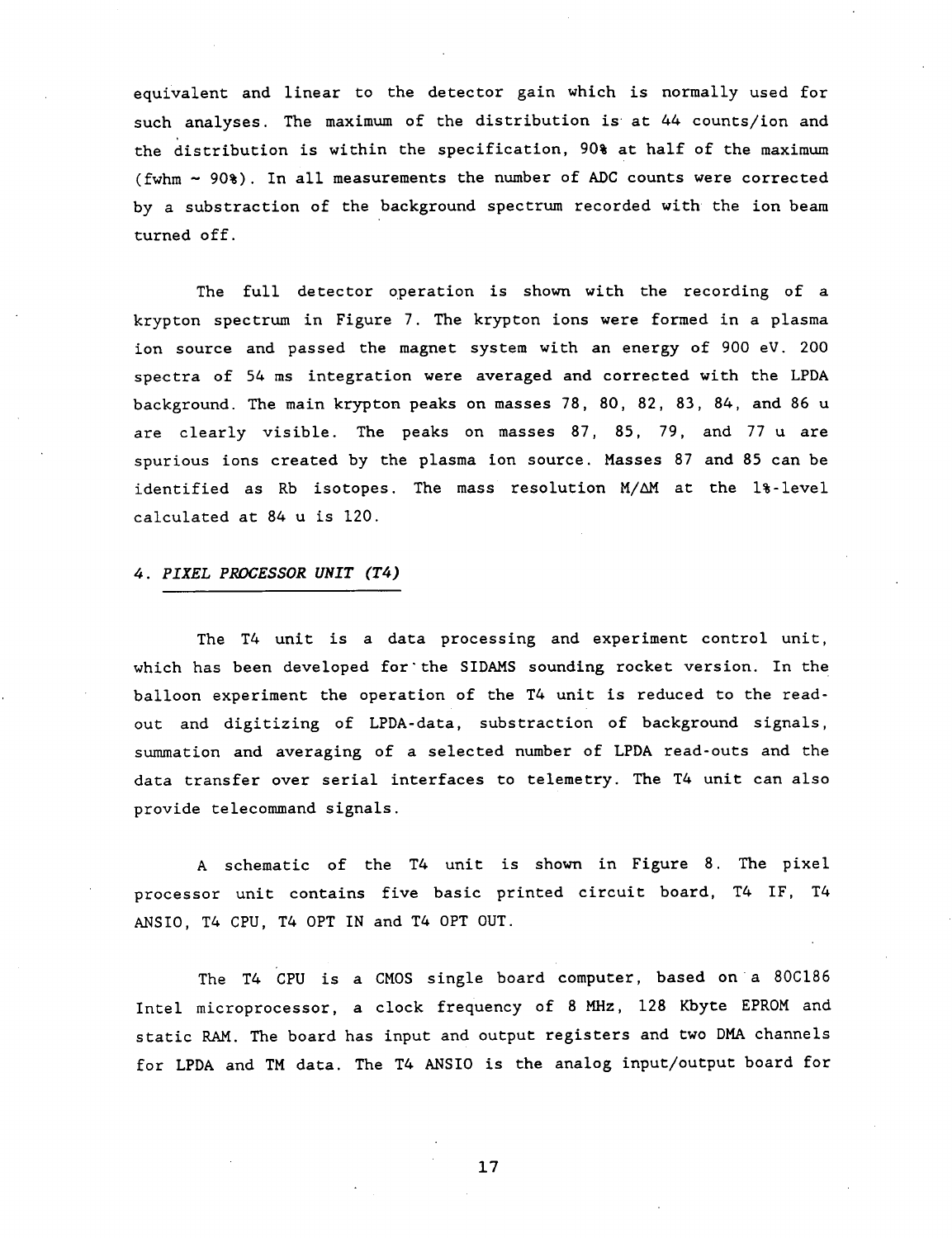equivalent and linear to the detector gain which is normally used for such analyses. The maximum of the distribution is at 44 counts/ion and the distribution is within the specification, 90% at half of the maximum (fwhm ~ 90%). In all measurements the number of ADC counts were corrected by a substraction of the background spectrum recorded with the ion beam turned off.

The full detector operation is shown with the recording of a krypton spectrum in Figure 7. The krypton ions were formed in a plasma ion source and passed the magnet system with an energy of 900 eV. 200 spectra of 54 ms integration were averaged and corrected with the LPDA background. The main krypton peaks on masses 78, 80, 82, 83, 84, and 86 u are clearly visible. The peaks on masses 87, 85, 79, and 77 u are spurious ions created by the plasma ion source. Masses 87 and 85 can be identified as Rb isotopes. The mass resolution $M/\Delta M$ at the 1%-level calculated at 84 u is 120.

## 4. *PIXEL PROCESSOR UNIT (T4)*

The T4 unit is a data processing and experiment control unit, which has been developed for the SIDAMS sounding rocket version. In the balloon experiment the operation of the T4 unit is reduced to the read-out and digitizing of LPDA-data, substraction of background signals, summation and averaging of a selected number of LPDA read-outs and the data transfer over serial interfaces to telemetry. The T4 unit can also provide telecommand signals.

A schematic of the T4 unit is shown in Figure 8. The pixel processor unit contains five basic printed circuit board, T4 IF, T4 ANSIO, T4 CPU, T4 OPT IN and T4 OPT OUT.

The T4 CPU is a CMOS single board computer, based on a 80C186 Intel microprocessor, a clock frequency of 8 MHz, 128 Kbyte EPROM and static RAM. The board has input and output registers and two DMA channels for LPDA and TM data. The T4 ANSIO is the analog input/output board for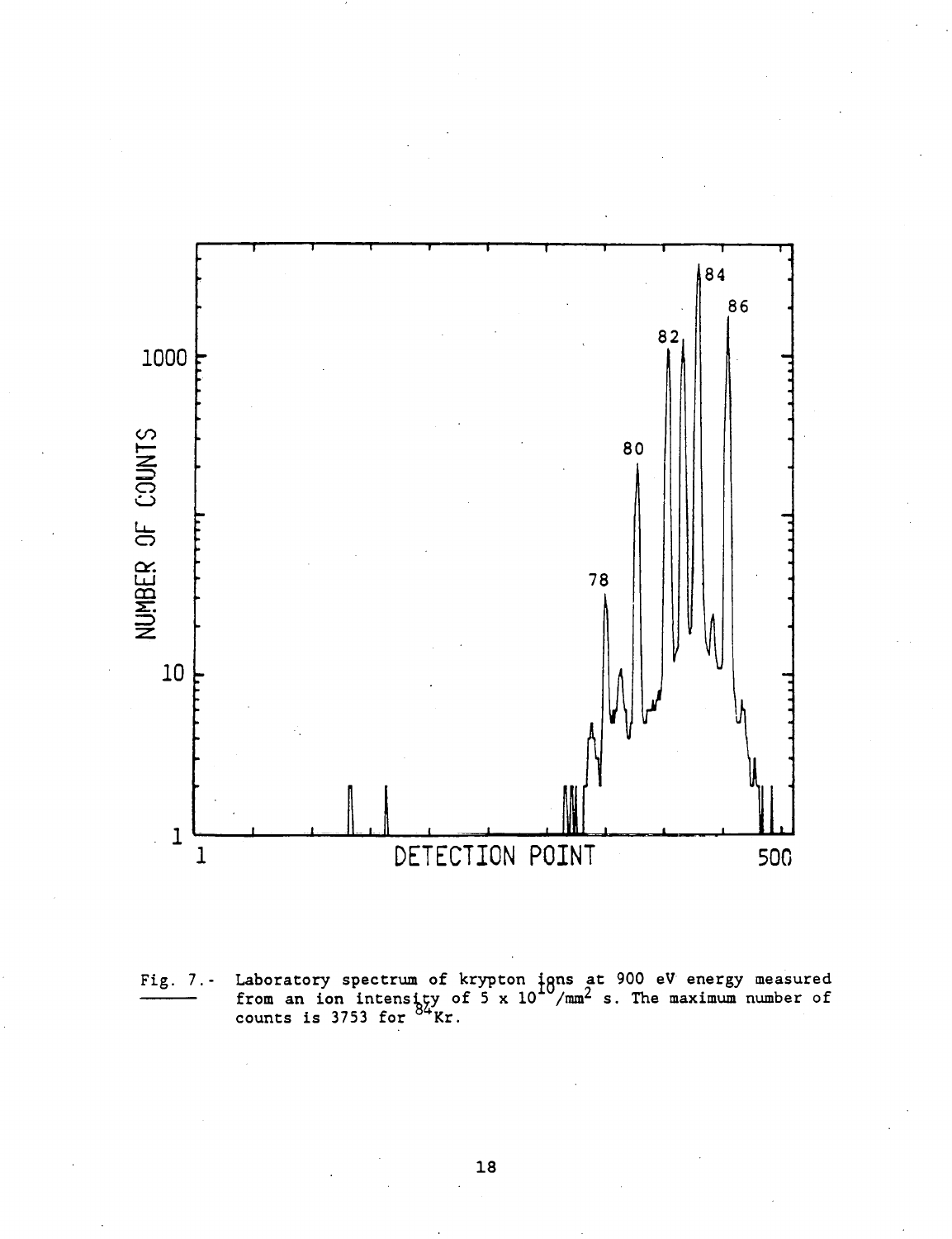Fig. 7.- Laboratory spectrum of krypton ions at 900 eV energy measured from an ion intensity of $5 \times 10^{10}/mm^2$ s. The maximum number of counts is 3753 for $^{84}$Kr.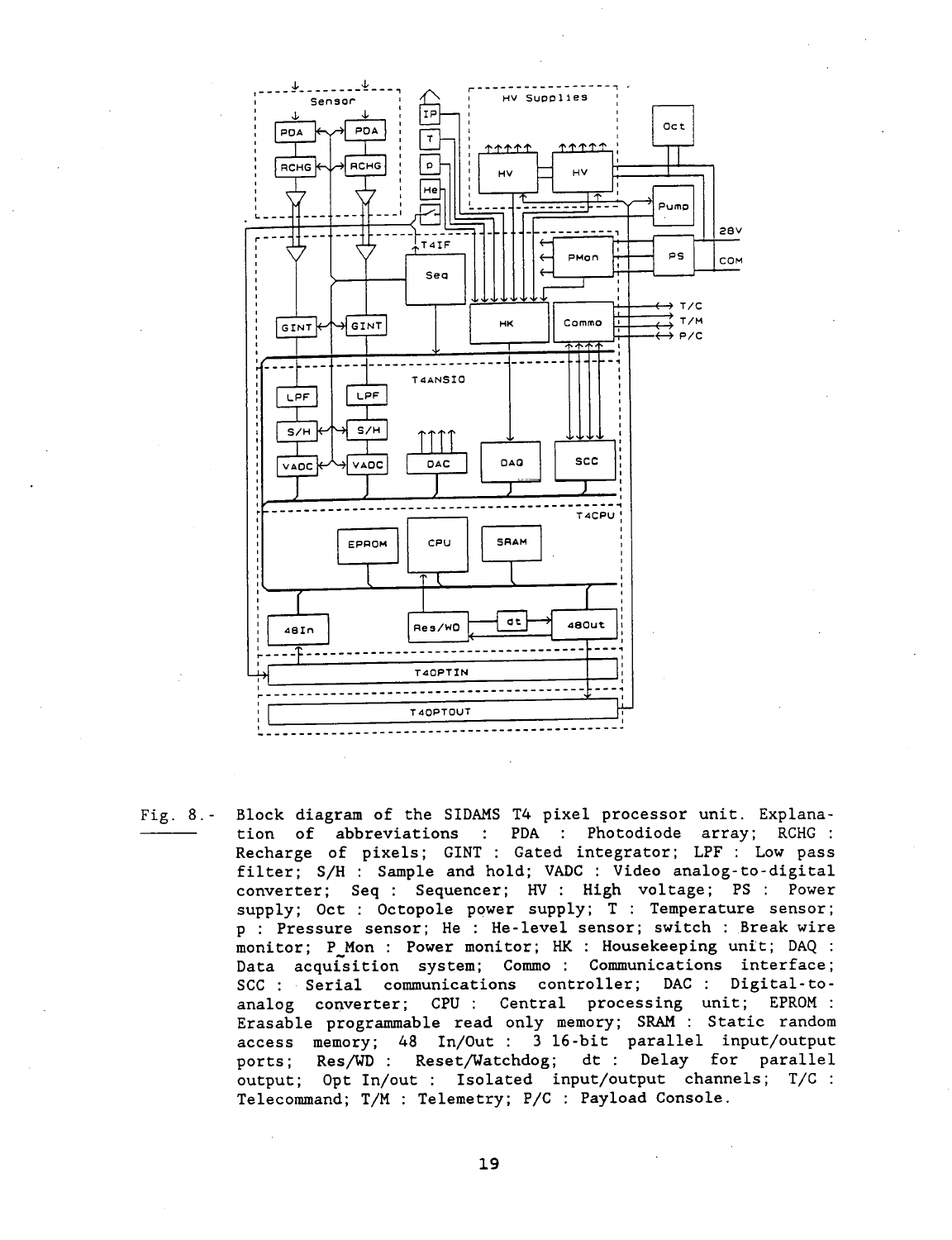Fig. 8.- Block diagram of the SIDAMS T4 pixel processor unit. Explanation of abbreviations : PDA : Photodiode array; RCHG : Recharge of pixels; GINT : Gated integrator; LPF : Low pass filter; S/H : Sample and hold; VADC : Video analog-to-digital converter; Seq : Sequencer; HV : High voltage; PS : Power supply; Oct : Octopole power supply; T : Temperature sensor; p : Pressure sensor; He : He-level sensor; switch : Break wire monitor; P_Mon : Power monitor; HK : Housekeeping unit; DAQ : Data acquisition system; Commo : Communications interface; SCC : Serial communications controller; DAC : Digital-to-analog converter; CPU : Central processing unit; EPROM : Erasable programmable read only memory; SRAM : Static random access memory; 48 In/Out : 3 16-bit parallel input/output ports; Res/WD : Reset/Watchdog; dt : Delay for parallel output; Opt In/out : Isolated input/output channels; T/C : Telecommand; T/M : Telemetry; P/C : Payload Console.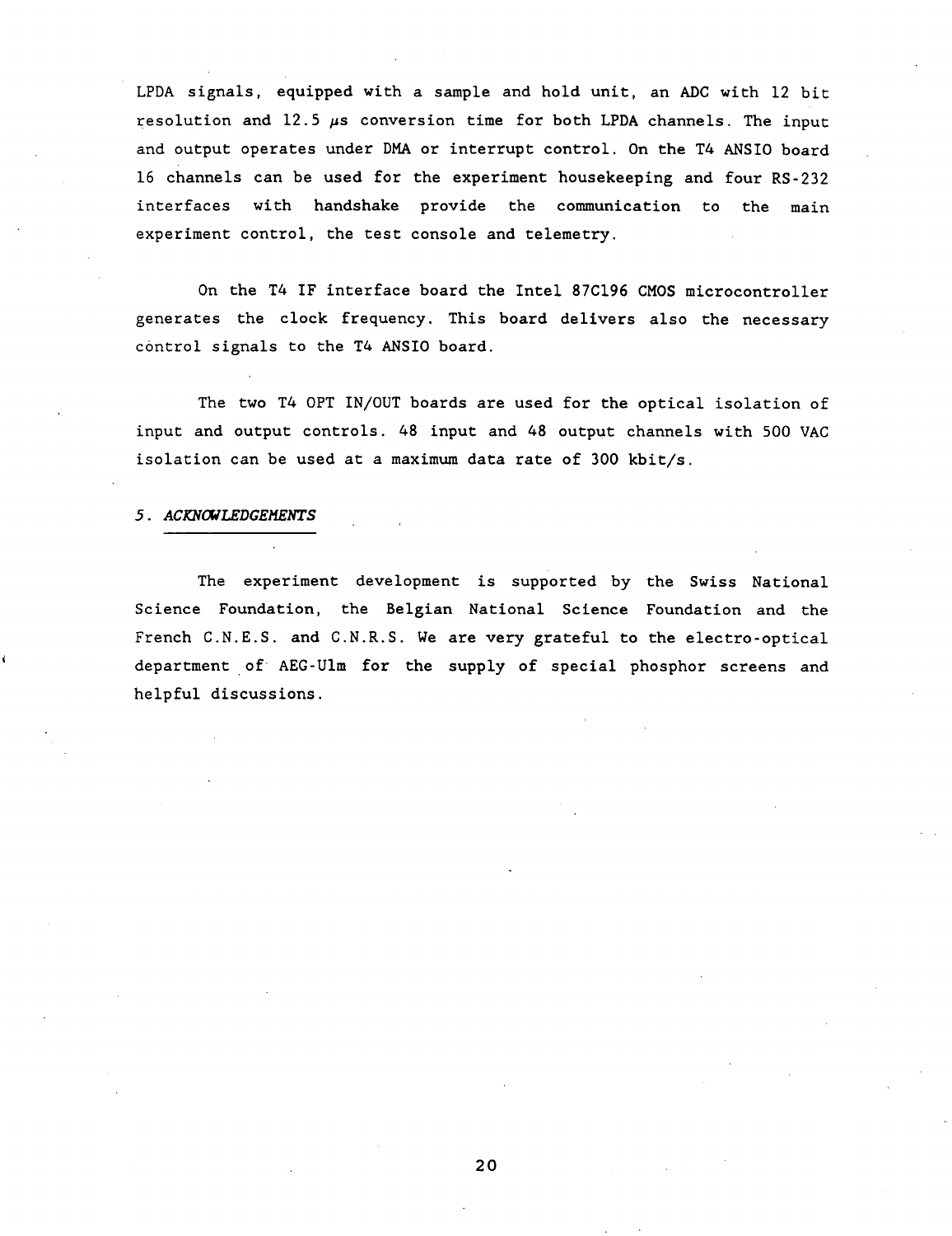LPDA signals, equipped with a sample and hold unit, an ADC with 12 bit resolution and 12.5 $\mu s$ conversion time for both LPDA channels. The input and output operates under DMA or interrupt control. On the T4 ANSIO board 16 channels can be used for the experiment housekeeping and four RS-232 interfaces with handshake provide the communication to the main experiment control, the test console and telemetry.

On the T4 IF interface board the Intel 87C196 CMOS microcontroller generates the clock frequency. This board delivers also the necessary control signals to the T4 ANSIO board.

The two T4 OPT IN/OUT boards are used for the optical isolation of input and output controls. 48 input and 48 output channels with 500 VAC isolation can be used at a maximum data rate of 300 kbit/s.

## 5. *ACKNOWLEDGEMENTS*

The experiment development is supported by the Swiss National Science Foundation, the Belgian National Science Foundation and the French C.N.E.S. and C.N.R.S. We are very grateful to the electro-optical department of AEG-Ulm for the supply of special phosphor screens and helpful discussions.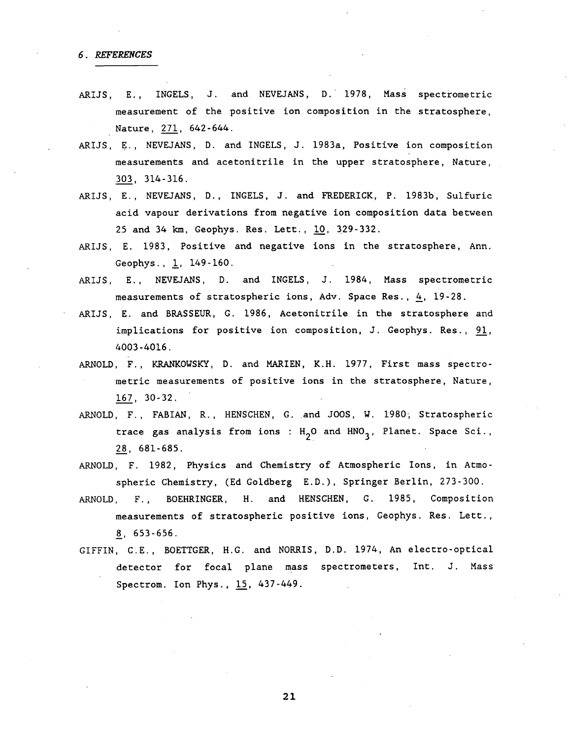## 6. REFERENCES

ARIJS, E., INGELS, J. and NEVEJANS, D. 1978, Mass spectrometric measurement of the positive ion composition in the stratosphere, Nature, 271, 642-644.

ARIJS, E., NEVEJANS, D. and INGELS, J. 1983a, Positive ion composition measurements and acetonitrile in the upper stratosphere, Nature, 303, 314-316.

ARIJS, E., NEVEJANS, D., INGELS, J. and FREDERICK, P. 1983b, Sulfuric acid vapour derivations from negative ion composition data between 25 and 34 km, Geophys. Res. Lett., 10, 329-332.

ARIJS, E. 1983, Positive and negative ions in the stratosphere, Ann. Geophys., 1, 149-160.

ARIJS, E., NEVEJANS, D. and INGELS, J. 1984, Mass spectrometric measurements of stratospheric ions, Adv. Space Res., 4, 19-28.

ARIJS, E. and BRASSEUR, G. 1986, Acetonitrile in the stratosphere and implications for positive ion composition, J. Geophys. Res., 91, 4003-4016.

ARNOLD, F., KRANKOWSKY, D. and MARIEN, K.H. 1977, First mass spectrometric measurements of positive ions in the stratosphere, Nature, 167, 30-32.

ARNOLD, F., FABIAN, R., HENSCHEN, G. and JOOS, W. 1980, Stratospheric trace gas analysis from ions : $H_2O$ and $HNO_3$, Planet. Space Sci., 28, 681-685.

ARNOLD, F. 1982, Physics and Chemistry of Atmospheric Ions, in Atmospheric Chemistry, (Ed Goldberg E.D.), Springer Berlin, 273-300.

ARNOLD, F., BOEHRINGER, H. and HENSCHEN, G. 1985, Composition measurements of stratospheric positive ions, Geophys. Res. Lett., 8, 653-656.

GIFFIN, C.E., BOETTGER, H.G. and NORRIS, D.D. 1974, An electro-optical detector for focal plane mass spectrometers, Int. J. Mass Spectrom. Ion Phys., 15, 437-449.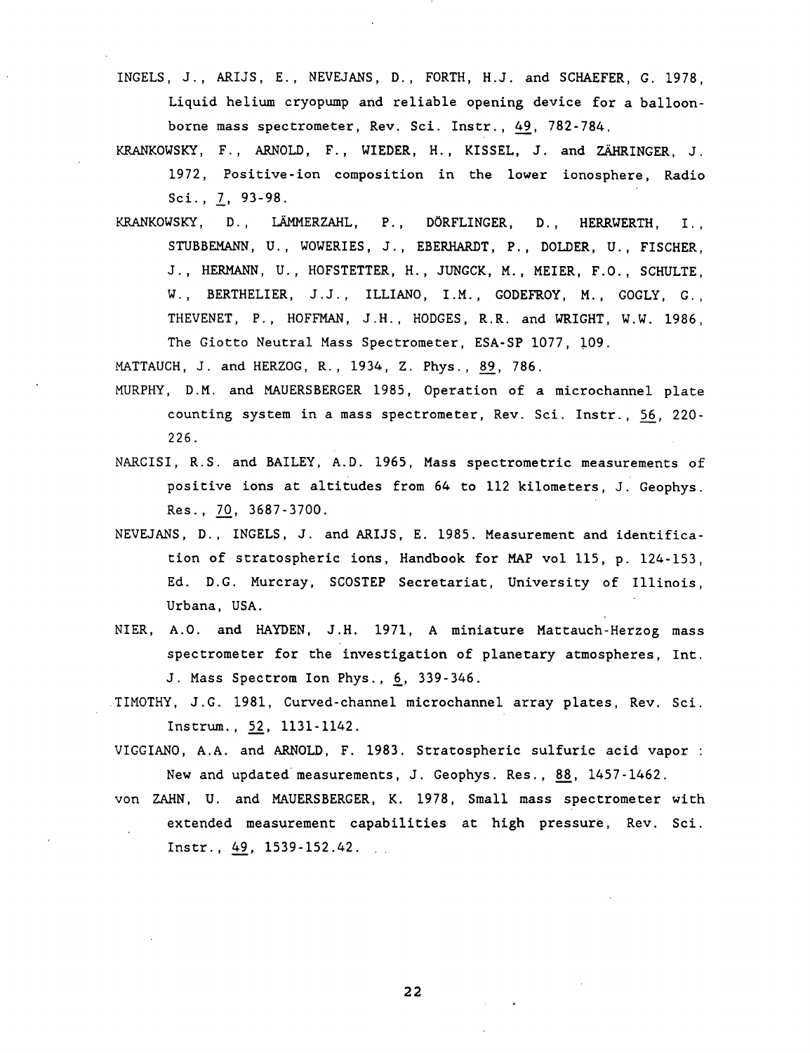INGELS, J., ARIJS, E., NEVEJANS, D., FORTH, H.J. and SCHAEFER, G. 1978, Liquid helium cryopump and reliable opening device for a balloon-borne mass spectrometer, Rev. Sci. Instr., 49, 782-784.

KRANKOWSKY, F., ARNOLD, F., WIEDER, H., KISSEL, J. and ZÄHRINGER, J. 1972, Positive-ion composition in the lower ionosphere, Radio Sci., 7, 93-98.

KRANKOWSKY, D., LÄMMERZAHL, P., DÖRFLINGER, D., HERRWERTH, I., STUBBEMANN, U., WOWERIES, J., EBERHARDT, P., DOLDER, U., FISCHER, J., HERMANN, U., HOFSTETTER, H., JUNGCK, M., MEIER, F.O., SCHULTE, W., BERTHELIER, J.J., ILLIANO, I.M., GODEFROY, M., GOGLY, G., THEVENET, P., HOFFMAN, J.H., HODGES, R.R. and WRIGHT, W.W. 1986, The Giotto Neutral Mass Spectrometer, ESA-SP 1077, 109.

MATTAUCH, J. and HERZOG, R., 1934, Z. Phys., 89, 786.

MURPHY, D.M. and MAUERSBERGER 1985, Operation of a microchannel plate counting system in a mass spectrometer, Rev. Sci. Instr., 56, 220-226.

NARCISI, R.S. and BAILEY, A.D. 1965, Mass spectrometric measurements of positive ions at altitudes from 64 to 112 kilometers, J. Geophys. Res., 70, 3687-3700.

NEVEJANS, D., INGELS, J. and ARIJS, E. 1985. Measurement and identification of stratospheric ions, Handbook for MAP vol 115, p. 124-153, Ed. D.G. Murcray, SCOSTEP Secretariat, University of Illinois, Urbana, USA.

NIER, A.O. and HAYDEN, J.H. 1971, A miniature Mattauch-Herzog mass spectrometer for the investigation of planetary atmospheres, Int. J. Mass Spectrom Ion Phys., 6, 339-346.

TIMOTHY, J.G. 1981, Curved-channel microchannel array plates, Rev. Sci. Instrum., 52, 1131-1142.

VIGGIANO, A.A. and ARNOLD, F. 1983. Stratospheric sulfuric acid vapor : New and updated measurements, J. Geophys. Res., 88, 1457-1462.

von ZAHN, U. and MAUERSBERGER, K. 1978, Small mass spectrometer with extended measurement capabilities at high pressure, Rev. Sci. Instr., 49, 1539-152.42.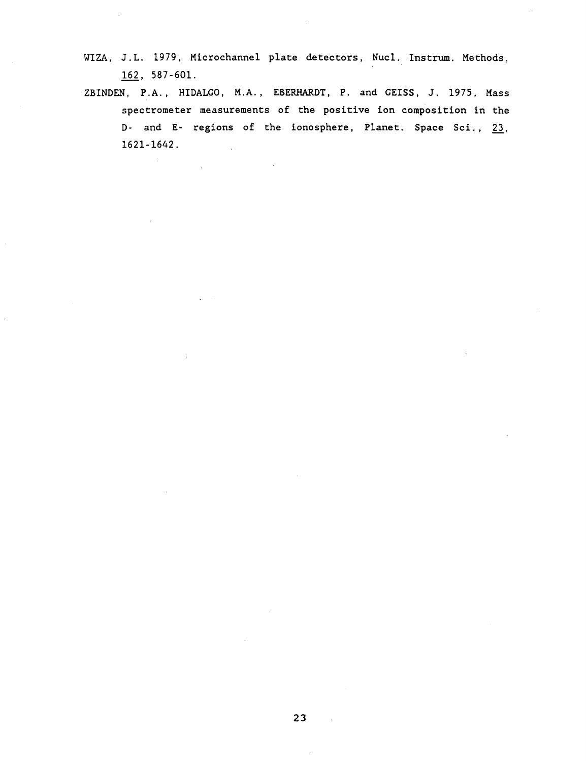WIZA, J.L. 1979, Microchannel plate detectors, Nucl. Instrum. Methods, 162, 587-601.

ZBINDEN, P.A., HIDALGO, M.A., EBERHARDT, P. and GEISS, J. 1975, Mass spectrometer measurements of the positive ion composition in the D- and E- regions of the ionosphere, Planet. Space Sci., 23, 1621-1642.